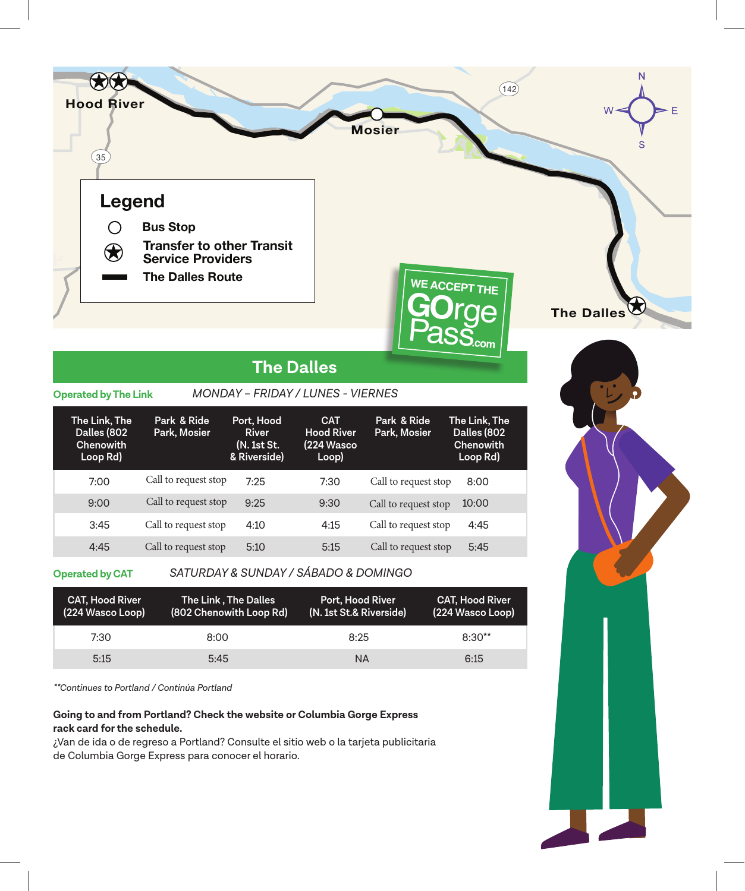Hood River

Mosier

The Dalles

**Legend**

- Bus Stop
- Transfer to other Transit Service Providers
- The Dalles Route

WE ACCEPT THE GOrge Pass.com

## The Dalles

**Operated by The Link** *MONDAY – FRIDAY / LUNES - VIERNES*

| The Link, The Dalles (802 Chenowith Loop Rd) | Park & Ride Park, Mosier | Port, Hood River (N. 1st St. & Riverside) | CAT Hood River (224 Wasco Loop) | Park & Ride Park, Mosier | The Link, The Dalles (802 Chenowith Loop Rd) |
|---|---|---|---|---|---|
| 7:00 | Call to request stop | 7:25 | 7:30 | Call to request stop | 8:00 |
| 9:00 | Call to request stop | 9:25 | 9:30 | Call to request stop | 10:00 |
| 3:45 | Call to request stop | 4:10 | 4:15 | Call to request stop | 4:45 |
| 4:45 | Call to request stop | 5:10 | 5:15 | Call to request stop | 5:45 |

**Operated by CAT** *SATURDAY & SUNDAY / SÁBADO & DOMINGO*

| CAT, Hood River (224 Wasco Loop) | The Link , The Dalles (802 Chenowith Loop Rd) | Port, Hood River (N. 1st St.& Riverside) | CAT, Hood River (224 Wasco Loop) |
|---|---|---|---|
| 7:30 | 8:00 | 8:25 | 8:30** |
| 5:15 | 5:45 | NA | 6:15 |

*\*\*Continues to Portland / Continúa Portland*

**Going to and from Portland? Check the website or Columbia Gorge Express rack card for the schedule.**

¿Van de ida o de regreso a Portland? Consulte el sitio web o la tarjeta publicitaria de Columbia Gorge Express para conocer el horario.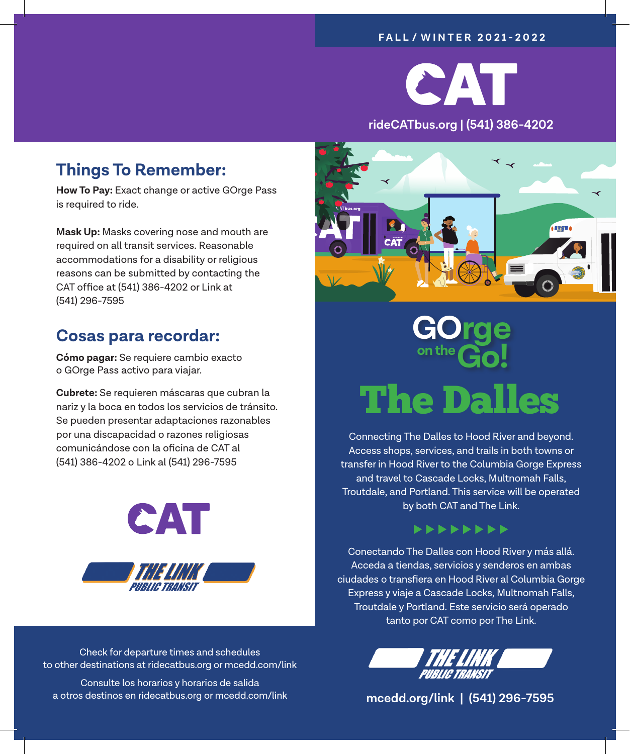FALL / WINTER 2021-2022

# CAT

rideCATbus.org | (541) 386-4202

## Things To Remember:

**How To Pay:** Exact change or active GOrge Pass is required to ride.

**Mask Up:** Masks covering nose and mouth are required on all transit services. Reasonable accommodations for a disability or religious reasons can be submitted by contacting the CAT office at (541) 386-4202 or Link at (541) 296-7595

## Cosas para recordar:

**Cómo pagar:** Se requiere cambio exacto o GOrge Pass activo para viajar.

**Cubrete:** Se requieren máscaras que cubran la nariz y la boca en todos los servicios de tránsito. Se pueden presentar adaptaciones razonables por una discapacidad o razones religiosas comunicándose con la oficina de CAT al (541) 386-4202 o Link al (541) 296-7595

CAT

THE LINK PUBLIC TRANSIT

Check for departure times and schedules to other destinations at ridecatbus.org or mcedd.com/link

Consulte los horarios y horarios de salida a otros destinos en ridecatbus.org or mcedd.com/link

## GOrge on the Go!

# The Dalles

Connecting The Dalles to Hood River and beyond. Access shops, services, and trails in both towns or transfer in Hood River to the Columbia Gorge Express and travel to Cascade Locks, Multnomah Falls, Troutdale, and Portland. This service will be operated by both CAT and The Link.

Conectando The Dalles con Hood River y más allá. Acceda a tiendas, servicios y senderos en ambas ciudades o transfiera en Hood River al Columbia Gorge Express y viaje a Cascade Locks, Multnomah Falls, Troutdale y Portland. Este servicio será operado tanto por CAT como por The Link.

THE LINK PUBLIC TRANSIT

mcedd.org/link | (541) 296-7595